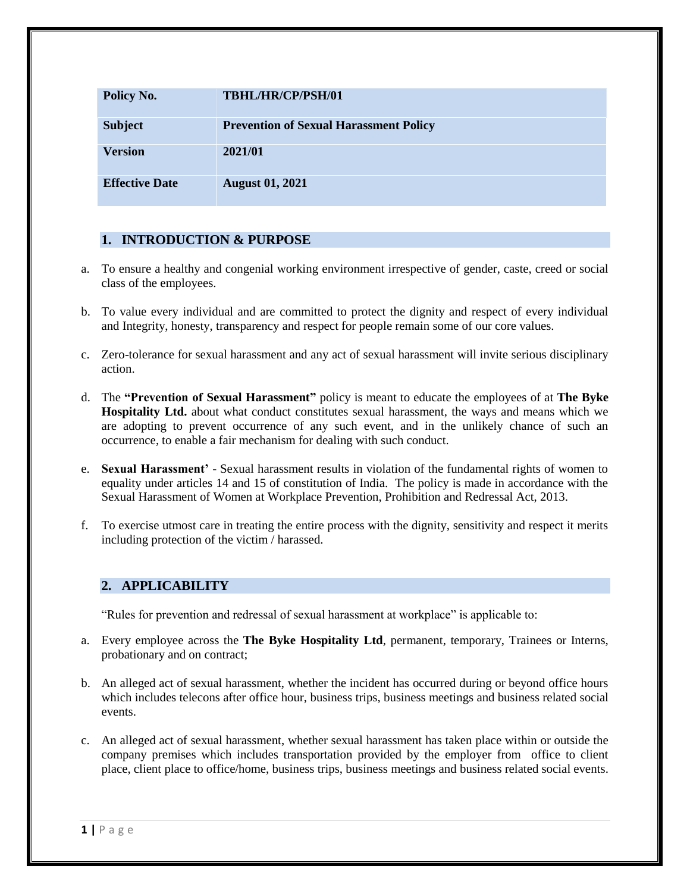| Policy No. | TBHL/HR/CP/PSH/01 |
| --- | --- |
| **Subject** | **Prevention of Sexual Harassment Policy** |
| **Version** | **2021/01** |
| **Effective Date** | **August 01, 2021** |

## 1. INTRODUCTION & PURPOSE

a. To ensure a healthy and congenial working environment irrespective of gender, caste, creed or social class of the employees.

b. To value every individual and are committed to protect the dignity and respect of every individual and Integrity, honesty, transparency and respect for people remain some of our core values.

c. Zero-tolerance for sexual harassment and any act of sexual harassment will invite serious disciplinary action.

d. The **"Prevention of Sexual Harassment"** policy is meant to educate the employees of at **The Byke Hospitality Ltd.** about what conduct constitutes sexual harassment, the ways and means which we are adopting to prevent occurrence of any such event, and in the unlikely chance of such an occurrence, to enable a fair mechanism for dealing with such conduct.

e. **Sexual Harassment'** - Sexual harassment results in violation of the fundamental rights of women to equality under articles 14 and 15 of constitution of India. The policy is made in accordance with the Sexual Harassment of Women at Workplace Prevention, Prohibition and Redressal Act, 2013.

f. To exercise utmost care in treating the entire process with the dignity, sensitivity and respect it merits including protection of the victim / harassed.

## 2. APPLICABILITY

"Rules for prevention and redressal of sexual harassment at workplace" is applicable to:

a. Every employee across the **The Byke Hospitality Ltd**, permanent, temporary, Trainees or Interns, probationary and on contract;

b. An alleged act of sexual harassment, whether the incident has occurred during or beyond office hours which includes telecons after office hour, business trips, business meetings and business related social events.

c. An alleged act of sexual harassment, whether sexual harassment has taken place within or outside the company premises which includes transportation provided by the employer from office to client place, client place to office/home, business trips, business meetings and business related social events.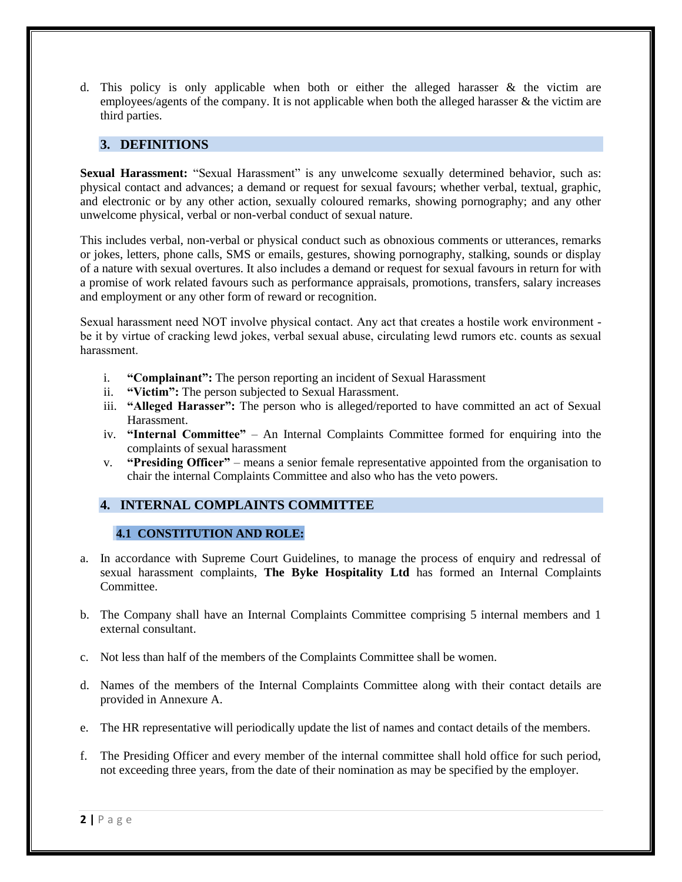d. This policy is only applicable when both or either the alleged harasser & the victim are employees/agents of the company. It is not applicable when both the alleged harasser & the victim are third parties.

## 3. DEFINITIONS

**Sexual Harassment:** "Sexual Harassment" is any unwelcome sexually determined behavior, such as: physical contact and advances; a demand or request for sexual favours; whether verbal, textual, graphic, and electronic or by any other action, sexually coloured remarks, showing pornography; and any other unwelcome physical, verbal or non-verbal conduct of sexual nature.

This includes verbal, non-verbal or physical conduct such as obnoxious comments or utterances, remarks or jokes, letters, phone calls, SMS or emails, gestures, showing pornography, stalking, sounds or display of a nature with sexual overtures. It also includes a demand or request for sexual favours in return for with a promise of work related favours such as performance appraisals, promotions, transfers, salary increases and employment or any other form of reward or recognition.

Sexual harassment need NOT involve physical contact. Any act that creates a hostile work environment - be it by virtue of cracking lewd jokes, verbal sexual abuse, circulating lewd rumors etc. counts as sexual harassment.

i. **"Complainant":** The person reporting an incident of Sexual Harassment
ii. **"Victim":** The person subjected to Sexual Harassment.
iii. **"Alleged Harasser":** The person who is alleged/reported to have committed an act of Sexual Harassment.
iv. **"Internal Committee"** – An Internal Complaints Committee formed for enquiring into the complaints of sexual harassment
v. **"Presiding Officer"** – means a senior female representative appointed from the organisation to chair the internal Complaints Committee and also who has the veto powers.

## 4. INTERNAL COMPLAINTS COMMITTEE

### 4.1 CONSTITUTION AND ROLE:

a. In accordance with Supreme Court Guidelines, to manage the process of enquiry and redressal of sexual harassment complaints, **The Byke Hospitality Ltd** has formed an Internal Complaints Committee.

b. The Company shall have an Internal Complaints Committee comprising 5 internal members and 1 external consultant.

c. Not less than half of the members of the Complaints Committee shall be women.

d. Names of the members of the Internal Complaints Committee along with their contact details are provided in Annexure A.

e. The HR representative will periodically update the list of names and contact details of the members.

f. The Presiding Officer and every member of the internal committee shall hold office for such period, not exceeding three years, from the date of their nomination as may be specified by the employer.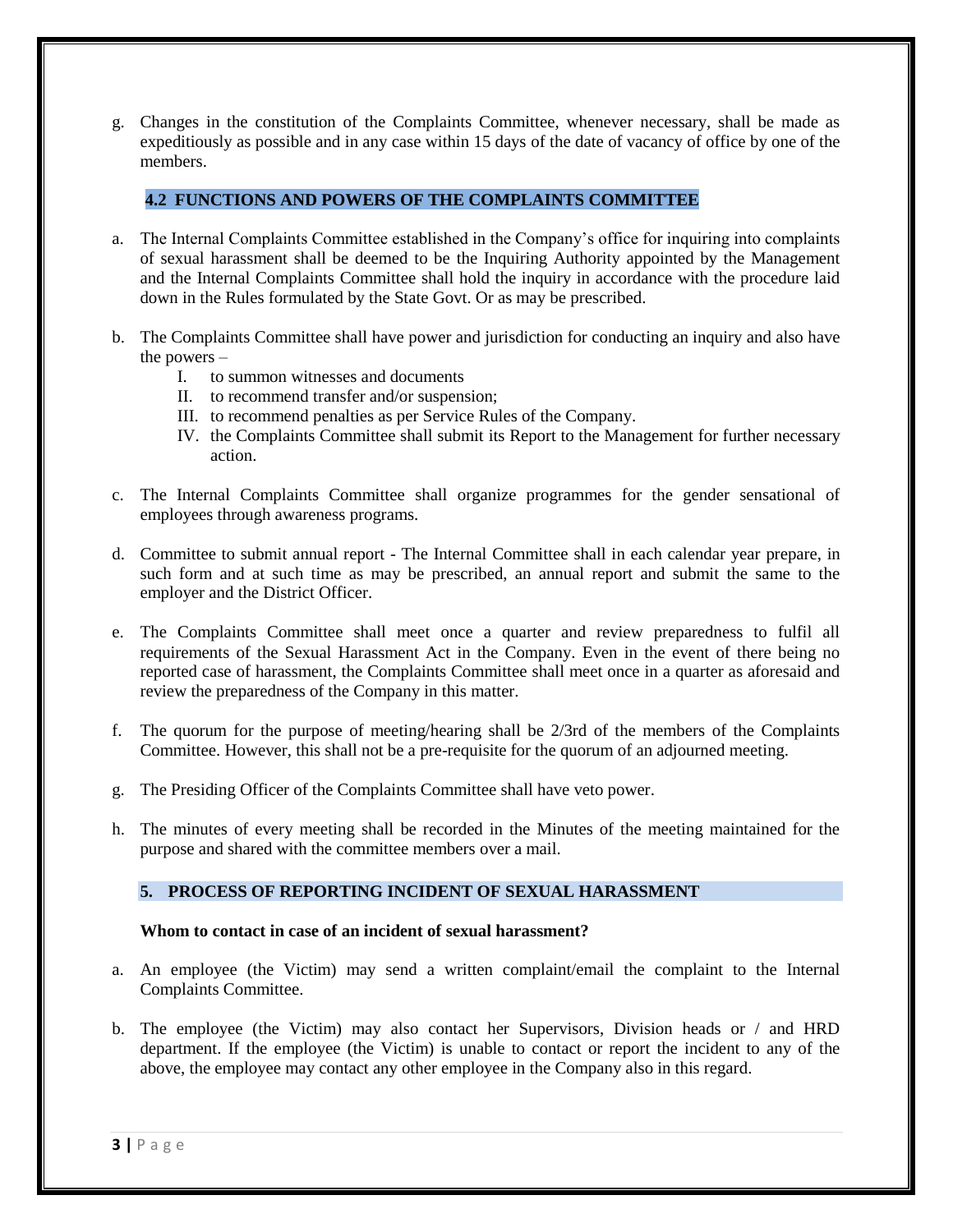g. Changes in the constitution of the Complaints Committee, whenever necessary, shall be made as expeditiously as possible and in any case within 15 days of the date of vacancy of office by one of the members.

### 4.2 FUNCTIONS AND POWERS OF THE COMPLAINTS COMMITTEE

a. The Internal Complaints Committee established in the Company's office for inquiring into complaints of sexual harassment shall be deemed to be the Inquiring Authority appointed by the Management and the Internal Complaints Committee shall hold the inquiry in accordance with the procedure laid down in the Rules formulated by the State Govt. Or as may be prescribed.

b. The Complaints Committee shall have power and jurisdiction for conducting an inquiry and also have the powers –
   I. to summon witnesses and documents
   II. to recommend transfer and/or suspension;
   III. to recommend penalties as per Service Rules of the Company.
   IV. the Complaints Committee shall submit its Report to the Management for further necessary action.

c. The Internal Complaints Committee shall organize programmes for the gender sensational of employees through awareness programs.

d. Committee to submit annual report - The Internal Committee shall in each calendar year prepare, in such form and at such time as may be prescribed, an annual report and submit the same to the employer and the District Officer.

e. The Complaints Committee shall meet once a quarter and review preparedness to fulfil all requirements of the Sexual Harassment Act in the Company. Even in the event of there being no reported case of harassment, the Complaints Committee shall meet once in a quarter as aforesaid and review the preparedness of the Company in this matter.

f. The quorum for the purpose of meeting/hearing shall be 2/3rd of the members of the Complaints Committee. However, this shall not be a pre-requisite for the quorum of an adjourned meeting.

g. The Presiding Officer of the Complaints Committee shall have veto power.

h. The minutes of every meeting shall be recorded in the Minutes of the meeting maintained for the purpose and shared with the committee members over a mail.

## 5. PROCESS OF REPORTING INCIDENT OF SEXUAL HARASSMENT

**Whom to contact in case of an incident of sexual harassment?**

a. An employee (the Victim) may send a written complaint/email the complaint to the Internal Complaints Committee.

b. The employee (the Victim) may also contact her Supervisors, Division heads or / and HRD department. If the employee (the Victim) is unable to contact or report the incident to any of the above, the employee may contact any other employee in the Company also in this regard.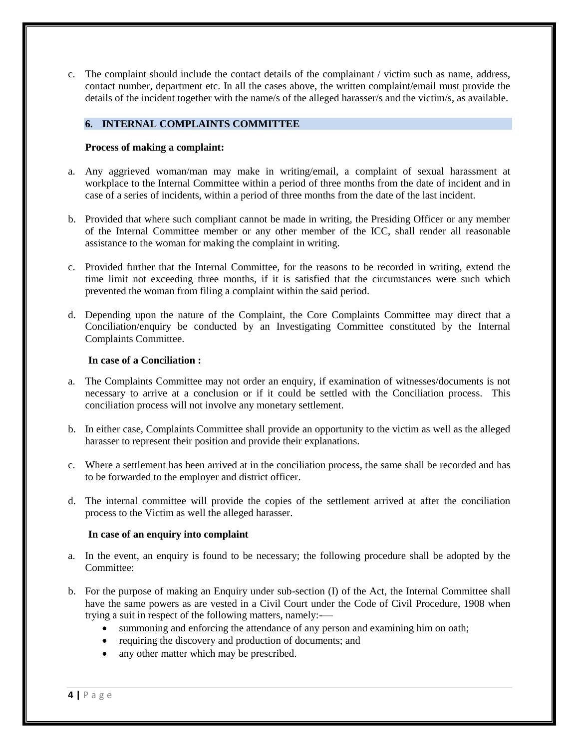c. The complaint should include the contact details of the complainant / victim such as name, address, contact number, department etc. In all the cases above, the written complaint/email must provide the details of the incident together with the name/s of the alleged harasser/s and the victim/s, as available.

## 6. INTERNAL COMPLAINTS COMMITTEE

**Process of making a complaint:**

a. Any aggrieved woman/man may make in writing/email, a complaint of sexual harassment at workplace to the Internal Committee within a period of three months from the date of incident and in case of a series of incidents, within a period of three months from the date of the last incident.

b. Provided that where such compliant cannot be made in writing, the Presiding Officer or any member of the Internal Committee member or any other member of the ICC, shall render all reasonable assistance to the woman for making the complaint in writing.

c. Provided further that the Internal Committee, for the reasons to be recorded in writing, extend the time limit not exceeding three months, if it is satisfied that the circumstances were such which prevented the woman from filing a complaint within the said period.

d. Depending upon the nature of the Complaint, the Core Complaints Committee may direct that a Conciliation/enquiry be conducted by an Investigating Committee constituted by the Internal Complaints Committee.

**In case of a Conciliation :**

a. The Complaints Committee may not order an enquiry, if examination of witnesses/documents is not necessary to arrive at a conclusion or if it could be settled with the Conciliation process. This conciliation process will not involve any monetary settlement.

b. In either case, Complaints Committee shall provide an opportunity to the victim as well as the alleged harasser to represent their position and provide their explanations.

c. Where a settlement has been arrived at in the conciliation process, the same shall be recorded and has to be forwarded to the employer and district officer.

d. The internal committee will provide the copies of the settlement arrived at after the conciliation process to the Victim as well the alleged harasser.

**In case of an enquiry into complaint**

a. In the event, an enquiry is found to be necessary; the following procedure shall be adopted by the Committee:

b. For the purpose of making an Enquiry under sub-section (I) of the Act, the Internal Committee shall have the same powers as are vested in a Civil Court under the Code of Civil Procedure, 1908 when trying a suit in respect of the following matters, namely:-—
   - summoning and enforcing the attendance of any person and examining him on oath;
   - requiring the discovery and production of documents; and
   - any other matter which may be prescribed.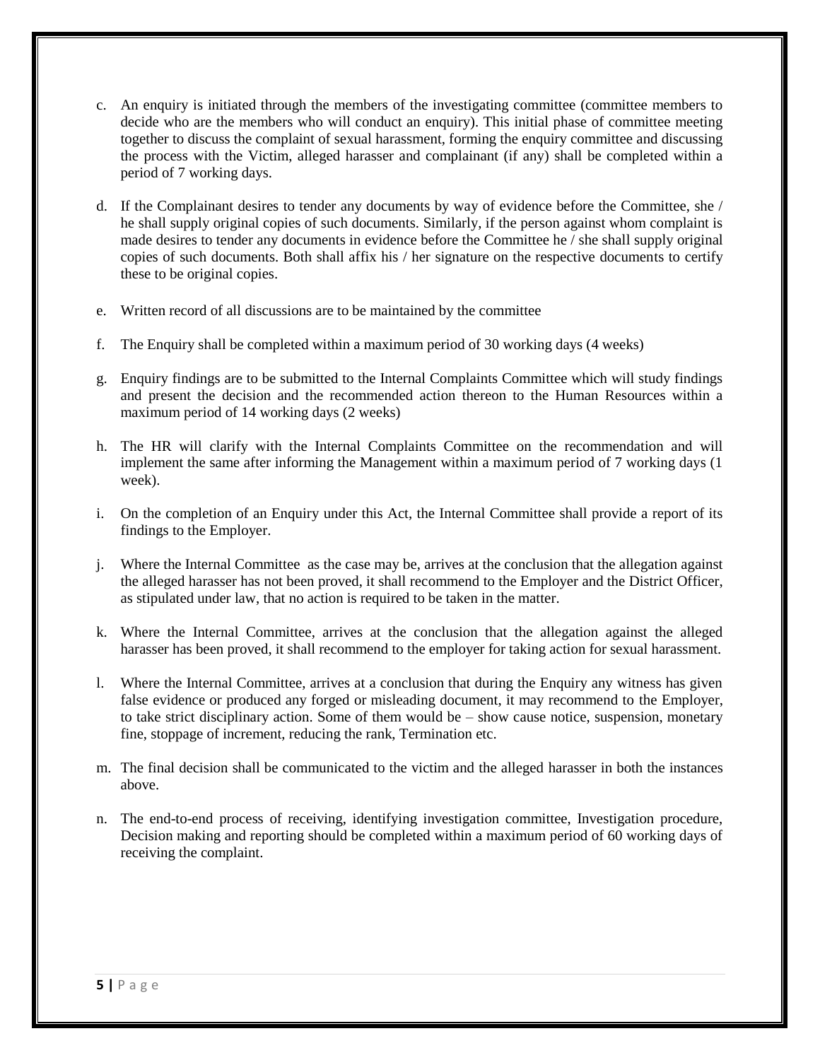c. An enquiry is initiated through the members of the investigating committee (committee members to decide who are the members who will conduct an enquiry). This initial phase of committee meeting together to discuss the complaint of sexual harassment, forming the enquiry committee and discussing the process with the Victim, alleged harasser and complainant (if any) shall be completed within a period of 7 working days.

d. If the Complainant desires to tender any documents by way of evidence before the Committee, she / he shall supply original copies of such documents. Similarly, if the person against whom complaint is made desires to tender any documents in evidence before the Committee he / she shall supply original copies of such documents. Both shall affix his / her signature on the respective documents to certify these to be original copies.

e. Written record of all discussions are to be maintained by the committee

f. The Enquiry shall be completed within a maximum period of 30 working days (4 weeks)

g. Enquiry findings are to be submitted to the Internal Complaints Committee which will study findings and present the decision and the recommended action thereon to the Human Resources within a maximum period of 14 working days (2 weeks)

h. The HR will clarify with the Internal Complaints Committee on the recommendation and will implement the same after informing the Management within a maximum period of 7 working days (1 week).

i. On the completion of an Enquiry under this Act, the Internal Committee shall provide a report of its findings to the Employer.

j. Where the Internal Committee as the case may be, arrives at the conclusion that the allegation against the alleged harasser has not been proved, it shall recommend to the Employer and the District Officer, as stipulated under law, that no action is required to be taken in the matter.

k. Where the Internal Committee, arrives at the conclusion that the allegation against the alleged harasser has been proved, it shall recommend to the employer for taking action for sexual harassment.

l. Where the Internal Committee, arrives at a conclusion that during the Enquiry any witness has given false evidence or produced any forged or misleading document, it may recommend to the Employer, to take strict disciplinary action. Some of them would be – show cause notice, suspension, monetary fine, stoppage of increment, reducing the rank, Termination etc.

m. The final decision shall be communicated to the victim and the alleged harasser in both the instances above.

n. The end-to-end process of receiving, identifying investigation committee, Investigation procedure, Decision making and reporting should be completed within a maximum period of 60 working days of receiving the complaint.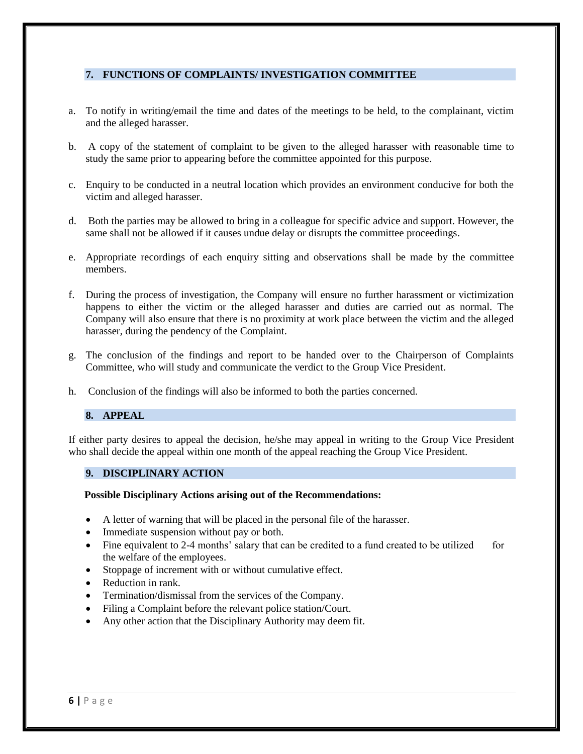## 7. FUNCTIONS OF COMPLAINTS/ INVESTIGATION COMMITTEE

a. To notify in writing/email the time and dates of the meetings to be held, to the complainant, victim and the alleged harasser.

b. A copy of the statement of complaint to be given to the alleged harasser with reasonable time to study the same prior to appearing before the committee appointed for this purpose.

c. Enquiry to be conducted in a neutral location which provides an environment conducive for both the victim and alleged harasser.

d. Both the parties may be allowed to bring in a colleague for specific advice and support. However, the same shall not be allowed if it causes undue delay or disrupts the committee proceedings.

e. Appropriate recordings of each enquiry sitting and observations shall be made by the committee members.

f. During the process of investigation, the Company will ensure no further harassment or victimization happens to either the victim or the alleged harasser and duties are carried out as normal. The Company will also ensure that there is no proximity at work place between the victim and the alleged harasser, during the pendency of the Complaint.

g. The conclusion of the findings and report to be handed over to the Chairperson of Complaints Committee, who will study and communicate the verdict to the Group Vice President.

h. Conclusion of the findings will also be informed to both the parties concerned.

## 8. APPEAL

If either party desires to appeal the decision, he/she may appeal in writing to the Group Vice President who shall decide the appeal within one month of the appeal reaching the Group Vice President.

## 9. DISCIPLINARY ACTION

**Possible Disciplinary Actions arising out of the Recommendations:**

- A letter of warning that will be placed in the personal file of the harasser.
- Immediate suspension without pay or both.
- Fine equivalent to 2-4 months' salary that can be credited to a fund created to be utilized for the welfare of the employees.
- Stoppage of increment with or without cumulative effect.
- Reduction in rank.
- Termination/dismissal from the services of the Company.
- Filing a Complaint before the relevant police station/Court.
- Any other action that the Disciplinary Authority may deem fit.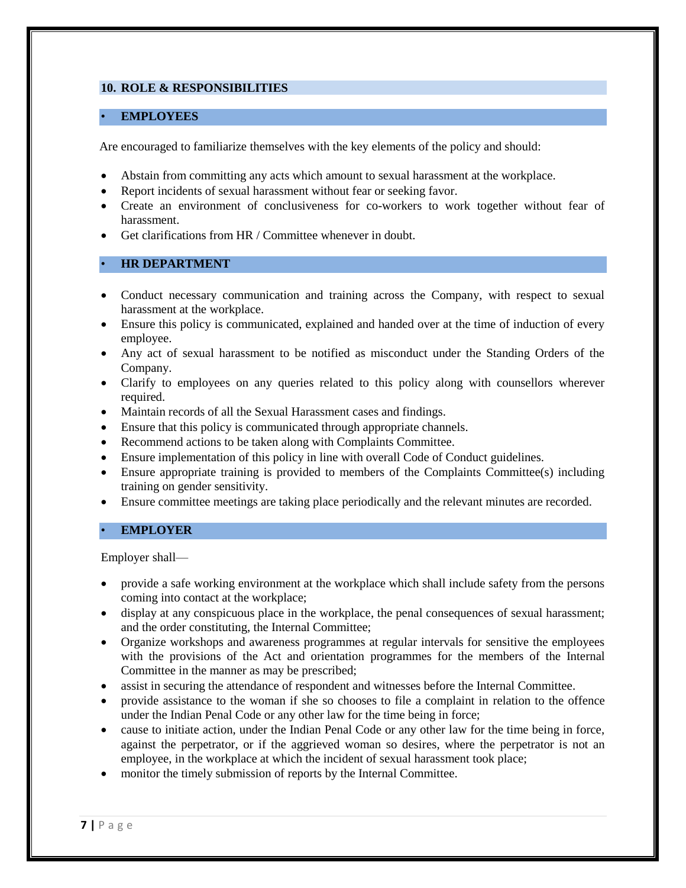## 10. ROLE & RESPONSIBILITIES

### EMPLOYEES

Are encouraged to familiarize themselves with the key elements of the policy and should:

- Abstain from committing any acts which amount to sexual harassment at the workplace.
- Report incidents of sexual harassment without fear or seeking favor.
- Create an environment of conclusiveness for co-workers to work together without fear of harassment.
- Get clarifications from HR / Committee whenever in doubt.

### HR DEPARTMENT

- Conduct necessary communication and training across the Company, with respect to sexual harassment at the workplace.
- Ensure this policy is communicated, explained and handed over at the time of induction of every employee.
- Any act of sexual harassment to be notified as misconduct under the Standing Orders of the Company.
- Clarify to employees on any queries related to this policy along with counsellors wherever required.
- Maintain records of all the Sexual Harassment cases and findings.
- Ensure that this policy is communicated through appropriate channels.
- Recommend actions to be taken along with Complaints Committee.
- Ensure implementation of this policy in line with overall Code of Conduct guidelines.
- Ensure appropriate training is provided to members of the Complaints Committee(s) including training on gender sensitivity.
- Ensure committee meetings are taking place periodically and the relevant minutes are recorded.

### EMPLOYER

Employer shall—

- provide a safe working environment at the workplace which shall include safety from the persons coming into contact at the workplace;
- display at any conspicuous place in the workplace, the penal consequences of sexual harassment; and the order constituting, the Internal Committee;
- Organize workshops and awareness programmes at regular intervals for sensitive the employees with the provisions of the Act and orientation programmes for the members of the Internal Committee in the manner as may be prescribed;
- assist in securing the attendance of respondent and witnesses before the Internal Committee.
- provide assistance to the woman if she so chooses to file a complaint in relation to the offence under the Indian Penal Code or any other law for the time being in force;
- cause to initiate action, under the Indian Penal Code or any other law for the time being in force, against the perpetrator, or if the aggrieved woman so desires, where the perpetrator is not an employee, in the workplace at which the incident of sexual harassment took place;
- monitor the timely submission of reports by the Internal Committee.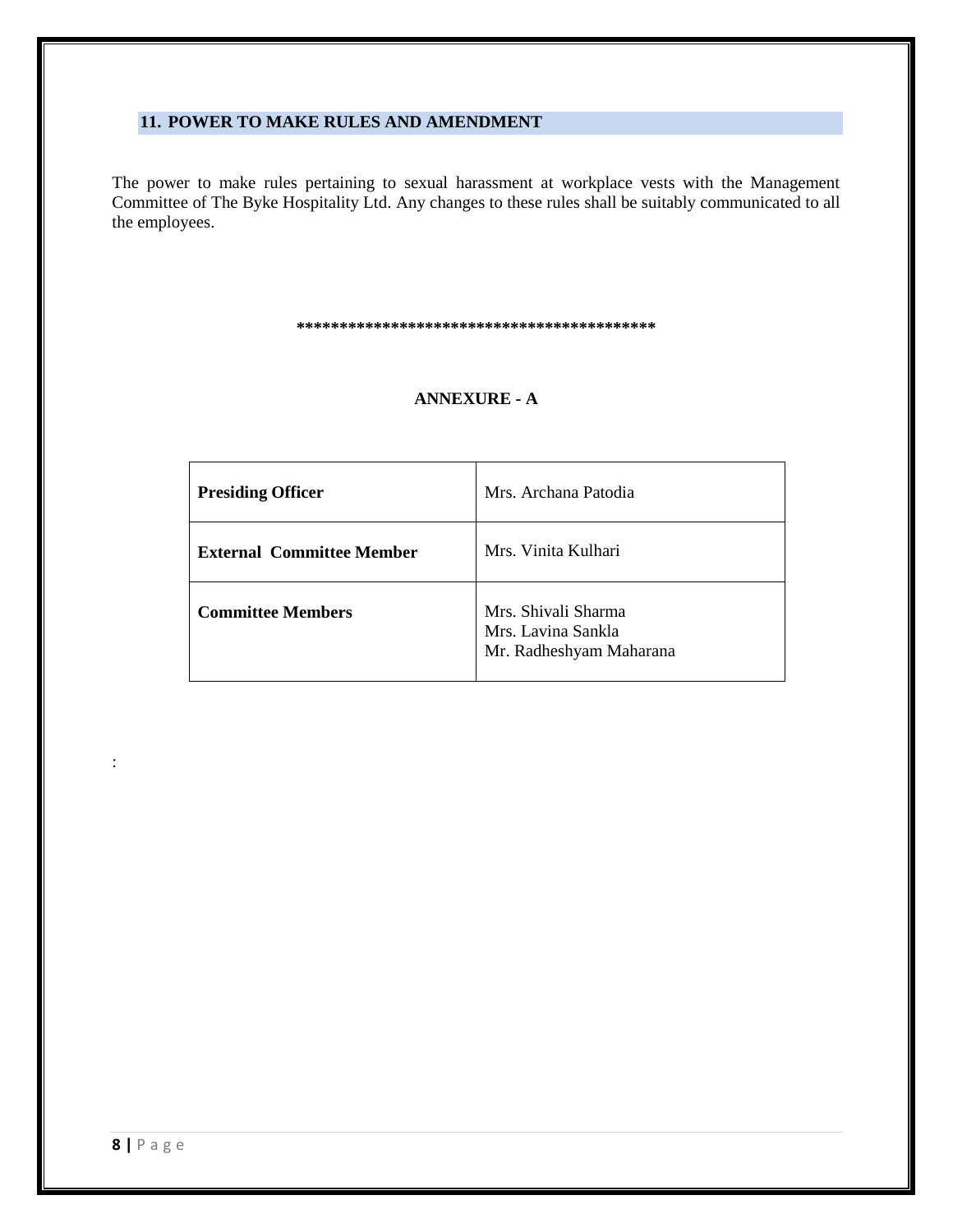## 11. POWER TO MAKE RULES AND AMENDMENT

The power to make rules pertaining to sexual harassment at workplace vests with the Management Committee of The Byke Hospitality Ltd. Any changes to these rules shall be suitably communicated to all the employees.

******************************************

**ANNEXURE - A**

| | |
|---|---|
| **Presiding Officer** | Mrs. Archana Patodia |
| **External Committee Member** | Mrs. Vinita Kulhari |
| **Committee Members** | Mrs. Shivali Sharma<br>Mrs. Lavina Sankla<br>Mr. Radheshyam Maharana |

: